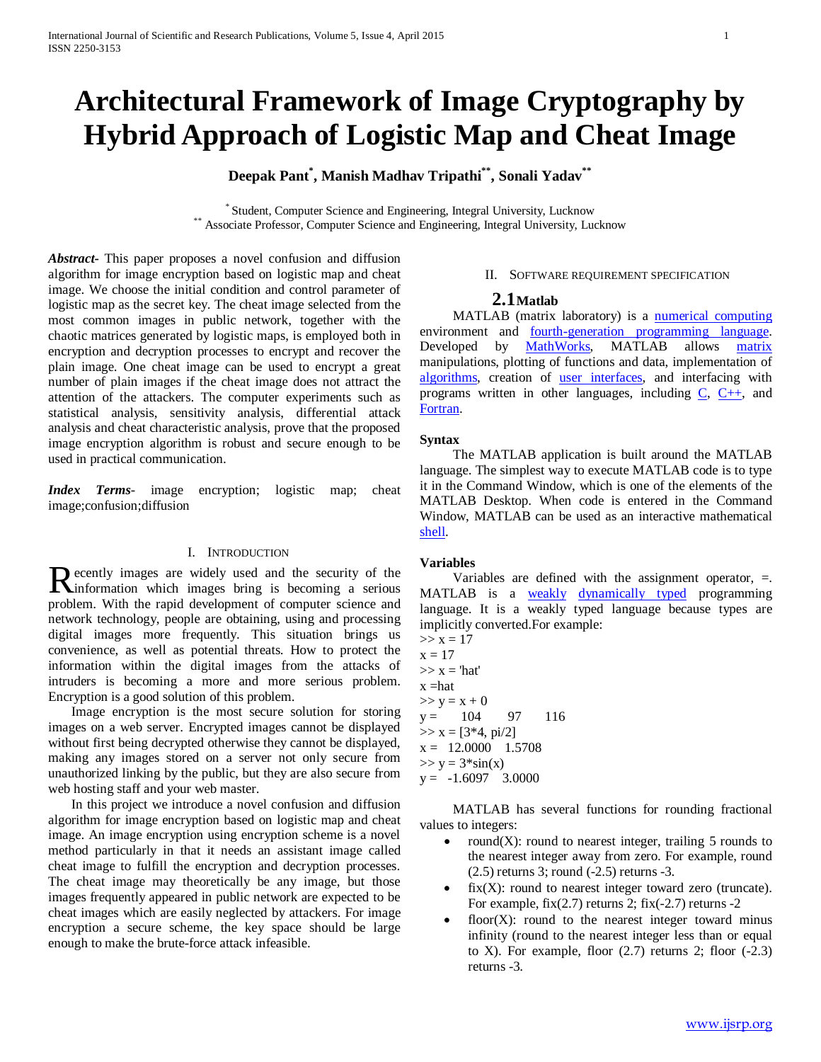# Architectural Framework of Image Cryptography by Hybrid Approach of Logistic Map and Cheat Image

**Deepak Pant[*], Manish Madhav Tripathi[**], Sonali Yadav[**]**

[*] Student, Computer Science and Engineering, Integral University, Lucknow
[**] Associate Professor, Computer Science and Engineering, Integral University, Lucknow

***Abstract***- This paper proposes a novel confusion and diffusion algorithm for image encryption based on logistic map and cheat image. We choose the initial condition and control parameter of logistic map as the secret key. The cheat image selected from the most common images in public network, together with the chaotic matrices generated by logistic maps, is employed both in encryption and decryption processes to encrypt and recover the plain image. One cheat image can be used to encrypt a great number of plain images if the cheat image does not attract the attention of the attackers. The computer experiments such as statistical analysis, sensitivity analysis, differential attack analysis and cheat characteristic analysis, prove that the proposed image encryption algorithm is robust and secure enough to be used in practical communication.

***Index Terms***- image encryption; logistic map; cheat image;confusion;diffusion

## I. Introduction

Recently images are widely used and the security of the information which images bring is becoming a serious problem. With the rapid development of computer science and network technology, people are obtaining, using and processing digital images more frequently. This situation brings us convenience, as well as potential threats. How to protect the information within the digital images from the attacks of intruders is becoming a more and more serious problem. Encryption is a good solution of this problem.

Image encryption is the most secure solution for storing images on a web server. Encrypted images cannot be displayed without first being decrypted otherwise they cannot be displayed, making any images stored on a server not only secure from unauthorized linking by the public, but they are also secure from web hosting staff and your web master.

In this project we introduce a novel confusion and diffusion algorithm for image encryption based on logistic map and cheat image. An image encryption using encryption scheme is a novel method particularly in that it needs an assistant image called cheat image to fulfill the encryption and decryption processes. The cheat image may theoretically be any image, but those images frequently appeared in public network are expected to be cheat images which are easily neglected by attackers. For image encryption a secure scheme, the key space should be large enough to make the brute-force attack infeasible.

## II. Software Requirement Specification

### 2.1 Matlab

MATLAB (matrix laboratory) is a numerical computing environment and fourth-generation programming language. Developed by MathWorks, MATLAB allows matrix manipulations, plotting of functions and data, implementation of algorithms, creation of user interfaces, and interfacing with programs written in other languages, including C, C++, and Fortran.

**Syntax**

The MATLAB application is built around the MATLAB language. The simplest way to execute MATLAB code is to type it in the Command Window, which is one of the elements of the MATLAB Desktop. When code is entered in the Command Window, MATLAB can be used as an interactive mathematical shell.

**Variables**

Variables are defined with the assignment operator, =. MATLAB is a weakly dynamically typed programming language. It is a weakly typed language because types are implicitly converted.For example:

```
>> x = 17
x = 17
>> x = 'hat'
x =hat
>> y = x + 0
y =      104      97      116
>> x = [3*4, pi/2]
x =  12.0000   1.5708
>> y = 3*sin(x)
y =  -1.6097   3.0000
```

MATLAB has several functions for rounding fractional values to integers:

- round(X): round to nearest integer, trailing 5 rounds to the nearest integer away from zero. For example, round (2.5) returns 3; round (-2.5) returns -3.
- fix(X): round to nearest integer toward zero (truncate). For example, fix(2.7) returns 2; fix(-2.7) returns -2
- floor(X): round to the nearest integer toward minus infinity (round to the nearest integer less than or equal to X). For example, floor (2.7) returns 2; floor (-2.3) returns -3.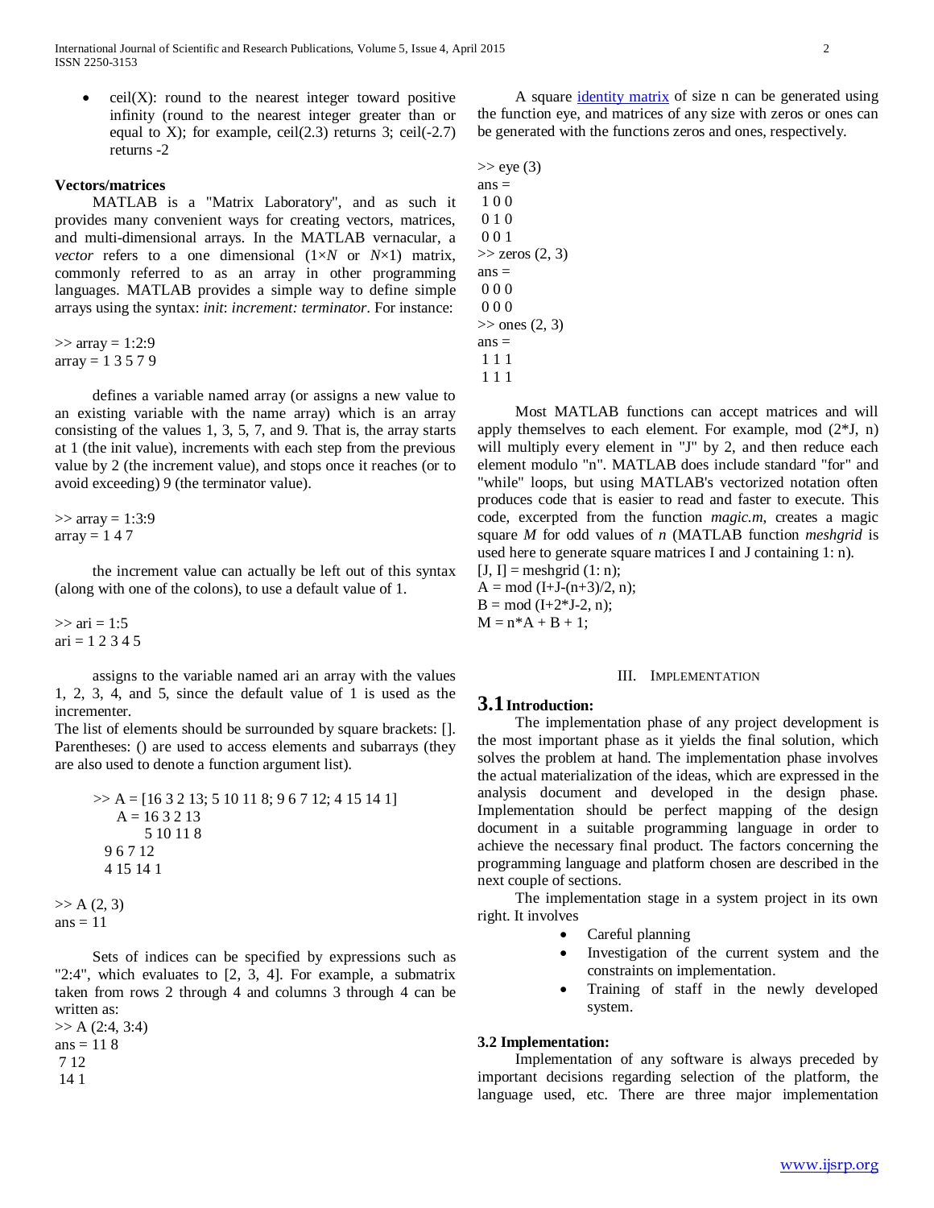- ceil(X): round to the nearest integer toward positive infinity (round to the nearest integer greater than or equal to X); for example, ceil(2.3) returns 3; ceil(-2.7) returns -2

**Vectors/matrices**

MATLAB is a "Matrix Laboratory", and as such it provides many convenient ways for creating vectors, matrices, and multi-dimensional arrays. In the MATLAB vernacular, a *vector* refers to a one dimensional (1×*N* or *N*×1) matrix, commonly referred to as an array in other programming languages. MATLAB provides a simple way to define simple arrays using the syntax: *init*: *increment: terminator*. For instance:

```
>> array = 1:2:9
array = 1 3 5 7 9
```

defines a variable named array (or assigns a new value to an existing variable with the name array) which is an array consisting of the values 1, 3, 5, 7, and 9. That is, the array starts at 1 (the init value), increments with each step from the previous value by 2 (the increment value), and stops once it reaches (or to avoid exceeding) 9 (the terminator value).

```
>> array = 1:3:9
array = 1 4 7
```

the increment value can actually be left out of this syntax (along with one of the colons), to use a default value of 1.

```
>> ari = 1:5
ari = 1 2 3 4 5
```

assigns to the variable named ari an array with the values 1, 2, 3, 4, and 5, since the default value of 1 is used as the incrementer.

The list of elements should be surrounded by square brackets: []. Parentheses: () are used to access elements and subarrays (they are also used to denote a function argument list).

```
>> A = [16 3 2 13; 5 10 11 8; 9 6 7 12; 4 15 14 1]
   A = 16 3 2 13
        5 10 11 8
   9 6 7 12
   4 15 14 1

>> A (2, 3)
ans = 11
```

Sets of indices can be specified by expressions such as "2:4", which evaluates to [2, 3, 4]. For example, a submatrix taken from rows 2 through 4 and columns 3 through 4 can be written as:

```
>> A (2:4, 3:4)
ans = 11 8
 7 12
 14 1
```

A square identity matrix of size n can be generated using the function eye, and matrices of any size with zeros or ones can be generated with the functions zeros and ones, respectively.

```
>> eye (3)
ans =
 1 0 0
 0 1 0
 0 0 1
>> zeros (2, 3)
ans =
 0 0 0
 0 0 0
>> ones (2, 3)
ans =
 1 1 1
 1 1 1
```

Most MATLAB functions can accept matrices and will apply themselves to each element. For example, mod (2*J, n) will multiply every element in "J" by 2, and then reduce each element modulo "n". MATLAB does include standard "for" and "while" loops, but using MATLAB's vectorized notation often produces code that is easier to read and faster to execute. This code, excerpted from the function *magic.m*, creates a magic square *M* for odd values of *n* (MATLAB function *meshgrid* is used here to generate square matrices I and J containing 1: n).

```
[J, I] = meshgrid (1: n);
A = mod (I+J-(n+3)/2, n);
B = mod (I+2*J-2, n);
M = n*A + B + 1;
```

## III. Implementation

### 3.1 Introduction:

The implementation phase of any project development is the most important phase as it yields the final solution, which solves the problem at hand. The implementation phase involves the actual materialization of the ideas, which are expressed in the analysis document and developed in the design phase. Implementation should be perfect mapping of the design document in a suitable programming language in order to achieve the necessary final product. The factors concerning the programming language and platform chosen are described in the next couple of sections.

The implementation stage in a system project in its own right. It involves

- Careful planning
- Investigation of the current system and the constraints on implementation.
- Training of staff in the newly developed system.

### 3.2 Implementation:

Implementation of any software is always preceded by important decisions regarding selection of the platform, the language used, etc. There are three major implementation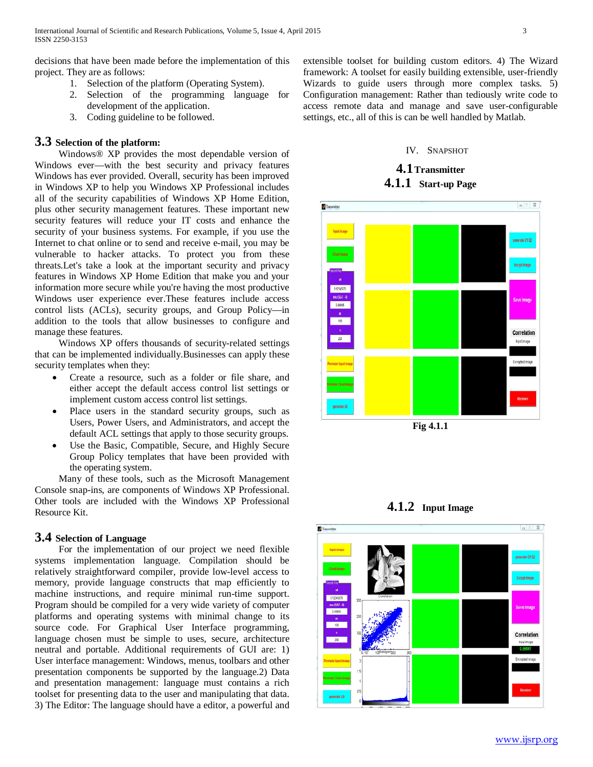decisions that have been made before the implementation of this project. They are as follows:

1. Selection of the platform (Operating System).
2. Selection of the programming language for development of the application.
3. Coding guideline to be followed.

## 3.3 Selection of the platform:

Windows® XP provides the most dependable version of Windows ever—with the best security and privacy features Windows has ever provided. Overall, security has been improved in Windows XP to help you Windows XP Professional includes all of the security capabilities of Windows XP Home Edition, plus other security management features. These important new security features will reduce your IT costs and enhance the security of your business systems. For example, if you use the Internet to chat online or to send and receive e-mail, you may be vulnerable to hacker attacks. To protect you from these threats.Let's take a look at the important security and privacy features in Windows XP Home Edition that make you and your information more secure while you're having the most productive Windows user experience ever.These features include access control lists (ACLs), security groups, and Group Policy—in addition to the tools that allow businesses to configure and manage these features.

Windows XP offers thousands of security-related settings that can be implemented individually.Businesses can apply these security templates when they:

- Create a resource, such as a folder or file share, and either accept the default access control list settings or implement custom access control list settings.
- Place users in the standard security groups, such as Users, Power Users, and Administrators, and accept the default ACL settings that apply to those security groups.
- Use the Basic, Compatible, Secure, and Highly Secure Group Policy templates that have been provided with the operating system.

Many of these tools, such as the Microsoft Management Console snap-ins, are components of Windows XP Professional. Other tools are included with the Windows XP Professional Resource Kit.

## 3.4 Selection of Language

For the implementation of our project we need flexible systems implementation language. Compilation should be relatively straightforward compiler, provide low-level access to memory, provide language constructs that map efficiently to machine instructions, and require minimal run-time support. Program should be compiled for a very wide variety of computer platforms and operating systems with minimal change to its source code. For Graphical User Interface programming, language chosen must be simple to uses, secure, architecture neutral and portable. Additional requirements of GUI are: 1) User interface management: Windows, menus, toolbars and other presentation components be supported by the language.2) Data and presentation management: language must contains a rich toolset for presenting data to the user and manipulating that data. 3) The Editor: The language should have a editor, a powerful and extensible toolset for building custom editors. 4) The Wizard framework: A toolset for easily building extensible, user-friendly Wizards to guide users through more complex tasks. 5) Configuration management: Rather than tediously write code to access remote data and manage and save user-configurable settings, etc., all of this is can be well handled by Matlab.

# IV. Snapshot

## 4.1 Transmitter

### 4.1.1 Start-up Page

Fig 4.1.1

### 4.1.2 Input Image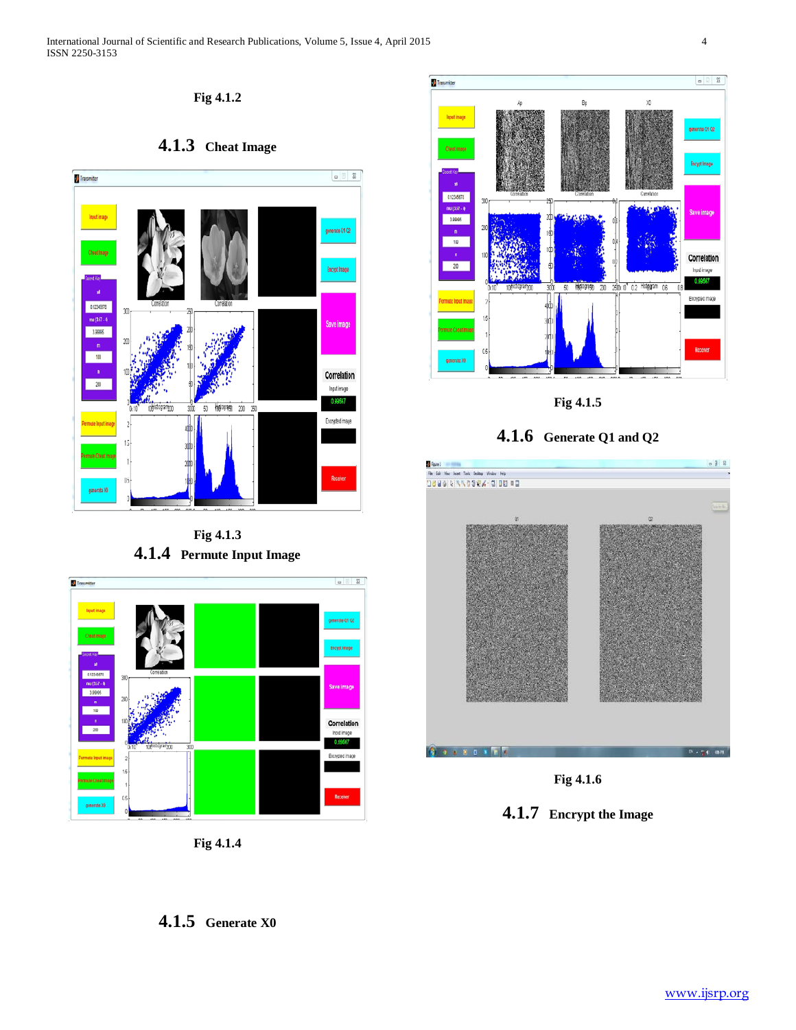Fig 4.1.2

### 4.1.3 Cheat Image

Fig 4.1.3

### 4.1.4 Permute Input Image

Fig 4.1.4

### 4.1.5 Generate X0

Fig 4.1.5

### 4.1.6 Generate Q1 and Q2

Fig 4.1.6

### 4.1.7 Encrypt the Image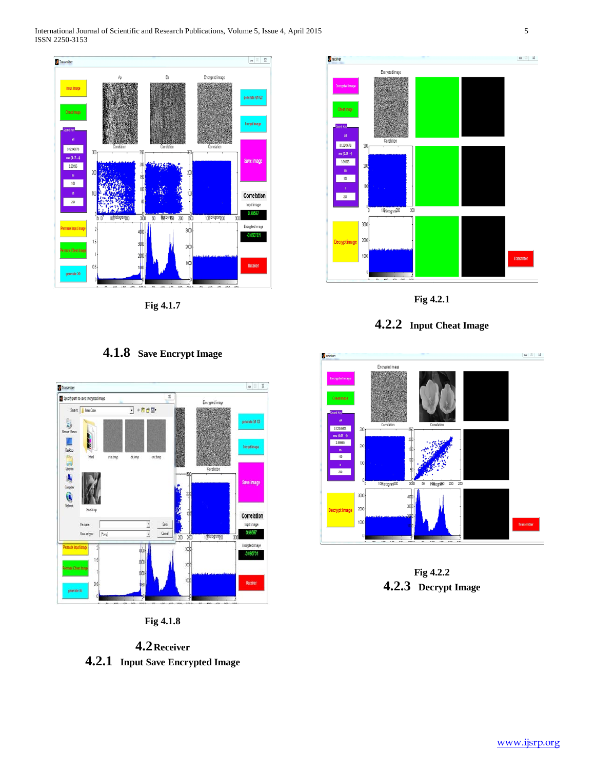Fig 4.1.7

## 4.1.8 Save Encrypt Image

Fig 4.1.8

## 4.2 Receiver

### 4.2.1 Input Save Encrypted Image

Fig 4.2.1

### 4.2.2 Input Cheat Image

Fig 4.2.2

### 4.2.3 Decrypt Image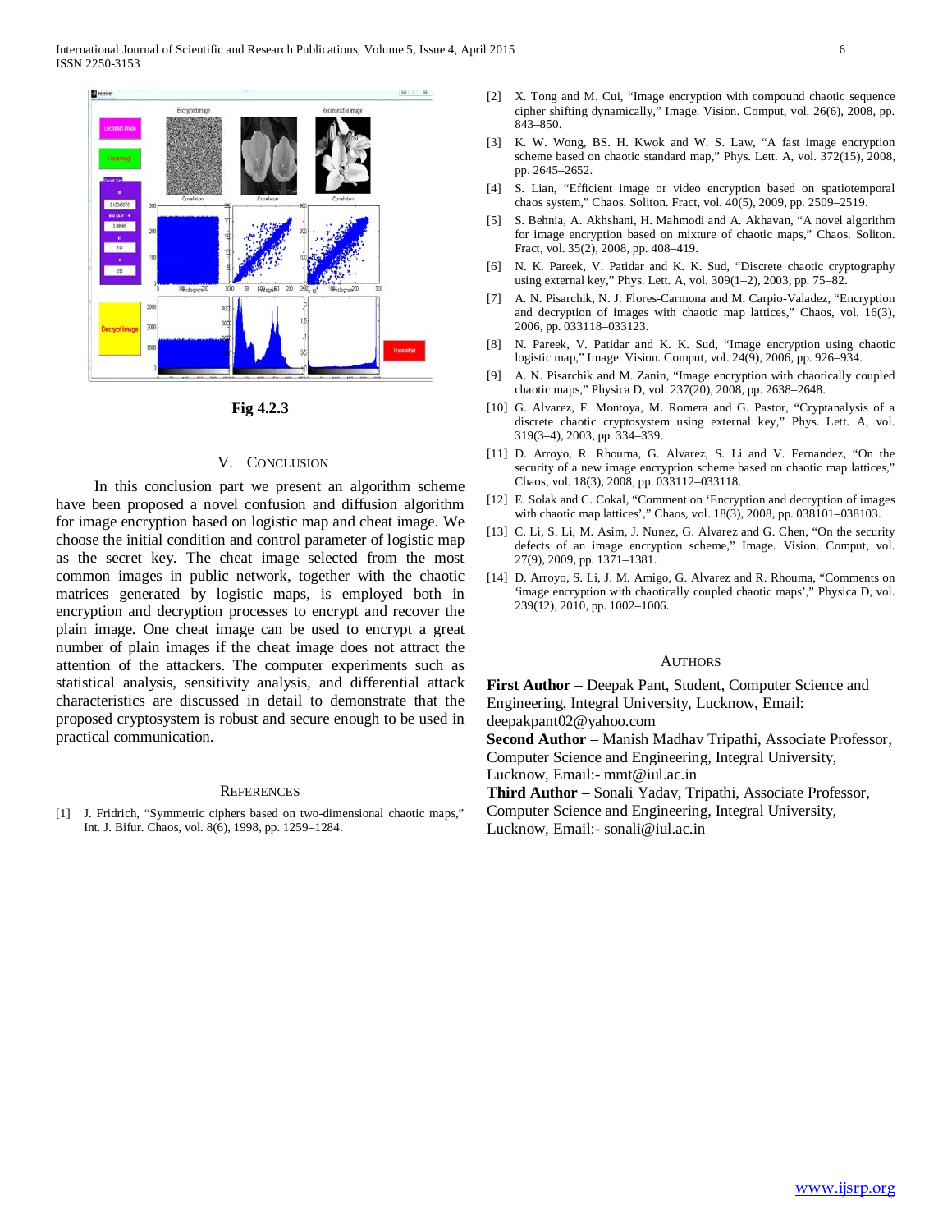Fig 4.2.3

## V. CONCLUSION

In this conclusion part we present an algorithm scheme have been proposed a novel confusion and diffusion algorithm for image encryption based on logistic map and cheat image. We choose the initial condition and control parameter of logistic map as the secret key. The cheat image selected from the most common images in public network, together with the chaotic matrices generated by logistic maps, is employed both in encryption and decryption processes to encrypt and recover the plain image. One cheat image can be used to encrypt a great number of plain images if the cheat image does not attract the attention of the attackers. The computer experiments such as statistical analysis, sensitivity analysis, and differential attack characteristics are discussed in detail to demonstrate that the proposed cryptosystem is robust and secure enough to be used in practical communication.

## REFERENCES

[1] J. Fridrich, "Symmetric ciphers based on two-dimensional chaotic maps," Int. J. Bifur. Chaos, vol. 8(6), 1998, pp. 1259–1284.

[2] X. Tong and M. Cui, "Image encryption with compound chaotic sequence cipher shifting dynamically," Image. Vision. Comput, vol. 26(6), 2008, pp. 843–850.

[3] K. W. Wong, BS. H. Kwok and W. S. Law, "A fast image encryption scheme based on chaotic standard map," Phys. Lett. A, vol. 372(15), 2008, pp. 2645–2652.

[4] S. Lian, "Efficient image or video encryption based on spatiotemporal chaos system," Chaos. Soliton. Fract, vol. 40(5), 2009, pp. 2509–2519.

[5] S. Behnia, A. Akhshani, H. Mahmodi and A. Akhavan, "A novel algorithm for image encryption based on mixture of chaotic maps," Chaos. Soliton. Fract, vol. 35(2), 2008, pp. 408–419.

[6] N. K. Pareek, V. Patidar and K. K. Sud, "Discrete chaotic cryptography using external key," Phys. Lett. A, vol. 309(1–2), 2003, pp. 75–82.

[7] A. N. Pisarchik, N. J. Flores-Carmona and M. Carpio-Valadez, "Encryption and decryption of images with chaotic map lattices," Chaos, vol. 16(3), 2006, pp. 033118–033123.

[8] N. Pareek, V. Patidar and K. K. Sud, "Image encryption using chaotic logistic map," Image. Vision. Comput, vol. 24(9), 2006, pp. 926–934.

[9] A. N. Pisarchik and M. Zanin, "Image encryption with chaotically coupled chaotic maps," Physica D, vol. 237(20), 2008, pp. 2638–2648.

[10] G. Alvarez, F. Montoya, M. Romera and G. Pastor, "Cryptanalysis of a discrete chaotic cryptosystem using external key," Phys. Lett. A, vol. 319(3–4), 2003, pp. 334–339.

[11] D. Arroyo, R. Rhouma, G. Alvarez, S. Li and V. Fernandez, "On the security of a new image encryption scheme based on chaotic map lattices," Chaos, vol. 18(3), 2008, pp. 033112–033118.

[12] E. Solak and C. Cokal, "Comment on 'Encryption and decryption of images with chaotic map lattices'," Chaos, vol. 18(3), 2008, pp. 038101–038103.

[13] C. Li, S. Li, M. Asim, J. Nunez, G. Alvarez and G. Chen, "On the security defects of an image encryption scheme," Image. Vision. Comput, vol. 27(9), 2009, pp. 1371–1381.

[14] D. Arroyo, S. Li, J. M. Amigo, G. Alvarez and R. Rhouma, "Comments on 'image encryption with chaotically coupled chaotic maps'," Physica D, vol. 239(12), 2010, pp. 1002–1006.

## AUTHORS

**First Author** – Deepak Pant, Student, Computer Science and Engineering, Integral University, Lucknow, Email: deepakpant02@yahoo.com

**Second Author** – Manish Madhav Tripathi, Associate Professor, Computer Science and Engineering, Integral University, Lucknow, Email:- mmt@iul.ac.in

**Third Author** – Sonali Yadav, Tripathi, Associate Professor, Computer Science and Engineering, Integral University, Lucknow, Email:- sonali@iul.ac.in